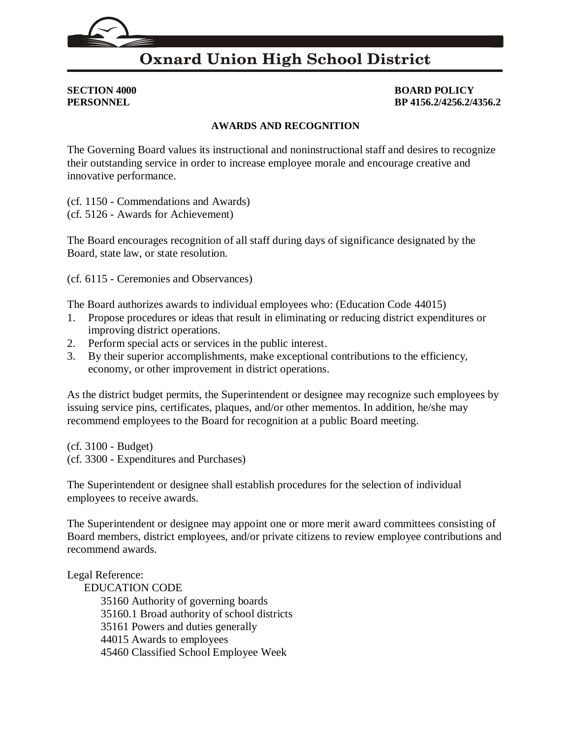# Oxnard Union High School District

**SECTION 4000**
**PERSONNEL**

**BOARD POLICY**
**BP 4156.2/4256.2/4356.2**

## AWARDS AND RECOGNITION

The Governing Board values its instructional and noninstructional staff and desires to recognize their outstanding service in order to increase employee morale and encourage creative and innovative performance.

(cf. 1150 - Commendations and Awards)
(cf. 5126 - Awards for Achievement)

The Board encourages recognition of all staff during days of significance designated by the Board, state law, or state resolution.

(cf. 6115 - Ceremonies and Observances)

The Board authorizes awards to individual employees who: (Education Code 44015)

1. Propose procedures or ideas that result in eliminating or reducing district expenditures or improving district operations.
2. Perform special acts or services in the public interest.
3. By their superior accomplishments, make exceptional contributions to the efficiency, economy, or other improvement in district operations.

As the district budget permits, the Superintendent or designee may recognize such employees by issuing service pins, certificates, plaques, and/or other mementos. In addition, he/she may recommend employees to the Board for recognition at a public Board meeting.

(cf. 3100 - Budget)
(cf. 3300 - Expenditures and Purchases)

The Superintendent or designee shall establish procedures for the selection of individual employees to receive awards.

The Superintendent or designee may appoint one or more merit award committees consisting of Board members, district employees, and/or private citizens to review employee contributions and recommend awards.

Legal Reference:

EDUCATION CODE

35160 Authority of governing boards
35160.1 Broad authority of school districts
35161 Powers and duties generally
44015 Awards to employees
45460 Classified School Employee Week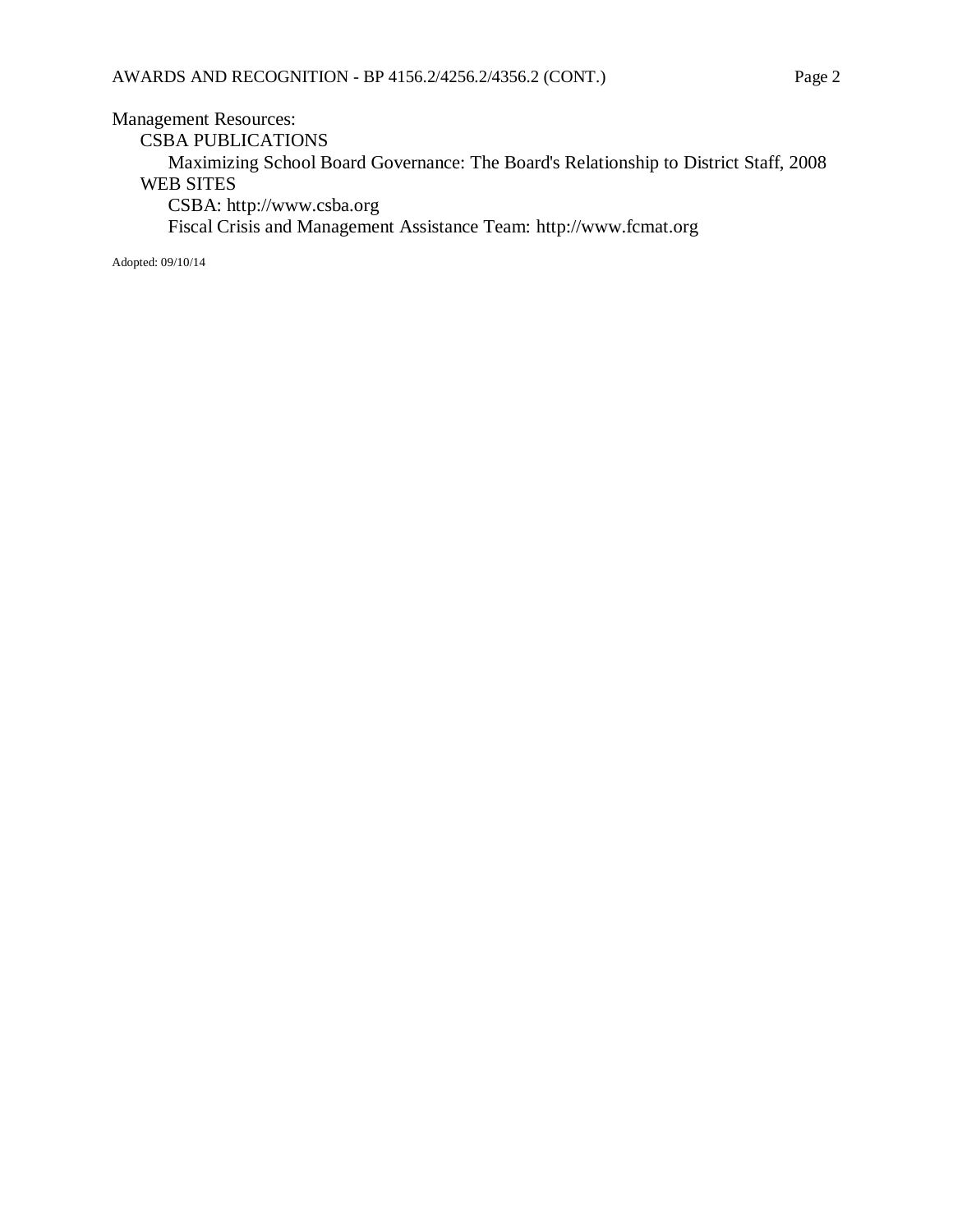Management Resources:

CSBA PUBLICATIONS

Maximizing School Board Governance: The Board's Relationship to District Staff, 2008

WEB SITES

CSBA: http://www.csba.org

Fiscal Crisis and Management Assistance Team: http://www.fcmat.org

Adopted: 09/10/14